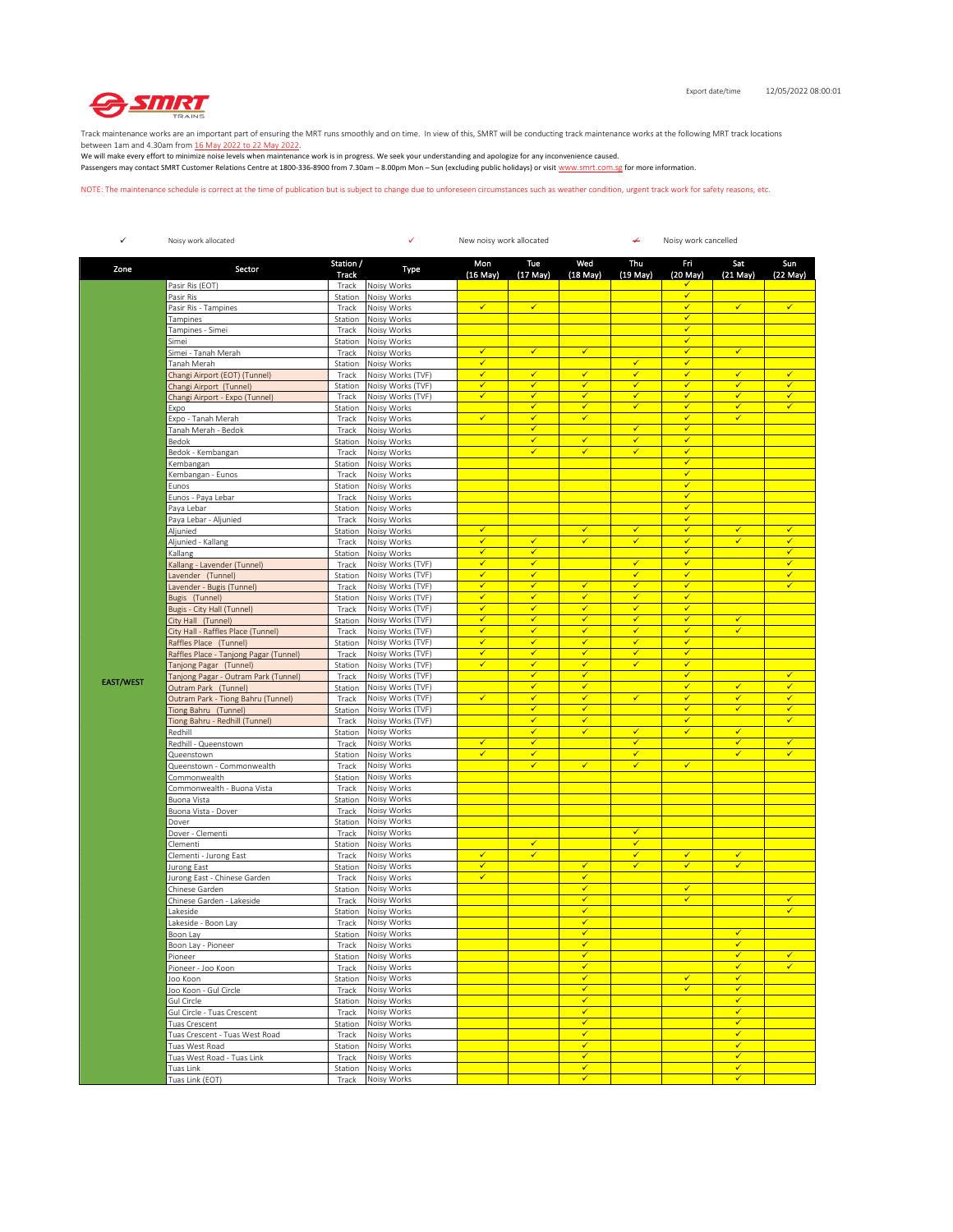Export date/time 12/05/2022 08:00:01

Track maintenance works are an important part of ensuring the MRT runs smoothly and on time. In view of this, SMRT will be conducting track maintenance works at the following MRT track locations between 1am and 4.30am from 16 May 2022 to 22 May 2022.
We will make every effort to minimize noise levels when maintenance work is in progress. We seek your understanding and apologize for any inconvenience caused.
Passengers may contact SMRT Customer Relations Centre at 1800-336-8900 from 7.30am – 8.00pm Mon – Sun (excluding public holidays) or visit www.smrt.com.sg for more information.

NOTE: The maintenance schedule is correct at the time of publication but is subject to change due to unforeseen circumstances such as weather condition, urgent track work for safety reasons, etc.

✓ Noisy work allocated ✓ New noisy work allocated ~~✓~~ Noisy work cancelled

| Zone | Sector | Station / Track | Type | Mon (16 May) | Tue (17 May) | Wed (18 May) | Thu (19 May) | Fri (20 May) | Sat (21 May) | Sun (22 May) |
|---|---|---|---|---|---|---|---|---|---|---|
| EAST/WEST | Pasir Ris (EOT) | Track | Noisy Works | | | | | ✓ | | |
| | Pasir Ris | Station | Noisy Works | | | | | ✓ | | |
| | Pasir Ris - Tampines | Track | Noisy Works | ✓ | ✓ | | | ✓ | ✓ | ✓ |
| | Tampines | Station | Noisy Works | | | | | ✓ | | |
| | Tampines - Simei | Track | Noisy Works | | | | | ✓ | | |
| | Simei | Station | Noisy Works | | | | | ✓ | | |
| | Simei - Tanah Merah | Track | Noisy Works | ✓ | ✓ | ✓ | | ✓ | ✓ | |
| | Tanah Merah | Station | Noisy Works | ✓ | | | ✓ | ✓ | | |
| | Changi Airport (EOT) (Tunnel) | Track | Noisy Works (TVF) | ✓ | ✓ | ✓ | ✓ | ✓ | ✓ | ✓ |
| | Changi Airport (Tunnel) | Station | Noisy Works (TVF) | ✓ | ✓ | ✓ | ✓ | ✓ | ✓ | ✓ |
| | Changi Airport - Expo (Tunnel) | Track | Noisy Works (TVF) | ✓ | ✓ | ✓ | ✓ | ✓ | ✓ | ✓ |
| | Expo | Station | Noisy Works | | ✓ | ✓ | ✓ | ✓ | ✓ | ✓ |
| | Expo - Tanah Merah | Track | Noisy Works | ✓ | ✓ | ✓ | | ✓ | ✓ | |
| | Tanah Merah - Bedok | Track | Noisy Works | | ✓ | | ✓ | ✓ | | |
| | Bedok | Station | Noisy Works | | ✓ | ✓ | ✓ | ✓ | | |
| | Bedok - Kembangan | Track | Noisy Works | | ✓ | ✓ | ✓ | ✓ | | |
| | Kembangan | Station | Noisy Works | | | | | ✓ | | |
| | Kembangan - Eunos | Track | Noisy Works | | | | | ✓ | | |
| | Eunos | Station | Noisy Works | | | | | ✓ | | |
| | Eunos - Paya Lebar | Track | Noisy Works | | | | | ✓ | | |
| | Paya Lebar | Station | Noisy Works | | | | | ✓ | | |
| | Paya Lebar - Aljunied | Track | Noisy Works | | | | | ✓ | | |
| | Aljunied | Station | Noisy Works | ✓ | | ✓ | ✓ | ✓ | ✓ | ✓ |
| | Aljunied - Kallang | Track | Noisy Works | ✓ | ✓ | ✓ | ✓ | ✓ | ✓ | ✓ |
| | Kallang | Station | Noisy Works | ✓ | ✓ | | | ✓ | | ✓ |
| | Kallang - Lavender (Tunnel) | Track | Noisy Works (TVF) | ✓ | ✓ | | ✓ | ✓ | | ✓ |
| | Lavender (Tunnel) | Station | Noisy Works (TVF) | ✓ | ✓ | | ✓ | ✓ | | ✓ |
| | Lavender - Bugis (Tunnel) | Track | Noisy Works (TVF) | ✓ | ✓ | ✓ | ✓ | ✓ | | ✓ |
| | Bugis (Tunnel) | Station | Noisy Works (TVF) | ✓ | ✓ | ✓ | ✓ | ✓ | | |
| | Bugis - City Hall (Tunnel) | Track | Noisy Works (TVF) | ✓ | ✓ | ✓ | ✓ | ✓ | | |
| | City Hall (Tunnel) | Station | Noisy Works (TVF) | ✓ | ✓ | ✓ | ✓ | ✓ | ✓ | |
| | City Hall - Raffles Place (Tunnel) | Track | Noisy Works (TVF) | ✓ | ✓ | ✓ | ✓ | ✓ | ✓ | |
| | Raffles Place (Tunnel) | Station | Noisy Works (TVF) | ✓ | ✓ | ✓ | ✓ | ✓ | | |
| | Raffles Place - Tanjong Pagar (Tunnel) | Track | Noisy Works (TVF) | ✓ | ✓ | ✓ | ✓ | ✓ | | |
| | Tanjong Pagar (Tunnel) | Station | Noisy Works (TVF) | ✓ | ✓ | ✓ | ✓ | ✓ | | |
| | Tanjong Pagar - Outram Park (Tunnel) | Track | Noisy Works (TVF) | | ✓ | ✓ | | ✓ | | ✓ |
| | Outram Park (Tunnel) | Station | Noisy Works (TVF) | | ✓ | ✓ | | ✓ | ✓ | ✓ |
| | Outram Park - Tiong Bahru (Tunnel) | Track | Noisy Works (TVF) | ✓ | ✓ | ✓ | ✓ | ✓ | ✓ | ✓ |
| | Tiong Bahru (Tunnel) | Station | Noisy Works (TVF) | | ✓ | ✓ | | ✓ | ✓ | ✓ |
| | Tiong Bahru - Redhill (Tunnel) | Track | Noisy Works (TVF) | | ✓ | ✓ | | ✓ | | ✓ |
| | Redhill | Station | Noisy Works | | ✓ | ✓ | ✓ | ✓ | ✓ | |
| | Redhill - Queenstown | Track | Noisy Works | ✓ | ✓ | | ✓ | | ✓ | ✓ |
| | Queenstown | Station | Noisy Works | ✓ | ✓ | | ✓ | | ✓ | ✓ |
| | Queenstown - Commonwealth | Track | Noisy Works | | ✓ | ✓ | ✓ | ✓ | | |
| | Commonwealth | Station | Noisy Works | | | | | | | |
| | Commonwealth - Buona Vista | Track | Noisy Works | | | | | | | |
| | Buona Vista | Station | Noisy Works | | | | | | | |
| | Buona Vista - Dover | Track | Noisy Works | | | | | | | |
| | Dover | Station | Noisy Works | | | | | | | |
| | Dover - Clementi | Track | Noisy Works | | | | ✓ | | | |
| | Clementi | Station | Noisy Works | | ✓ | | ✓ | | | |
| | Clementi - Jurong East | Track | Noisy Works | ✓ | ✓ | | ✓ | ✓ | ✓ | |
| | Jurong East | Station | Noisy Works | ✓ | | ✓ | ✓ | ✓ | ✓ | |
| | Jurong East - Chinese Garden | Track | Noisy Works | ✓ | | ✓ | | | | |
| | Chinese Garden | Station | Noisy Works | | | ✓ | | ✓ | | |
| | Chinese Garden - Lakeside | Track | Noisy Works | | | ✓ | | ✓ | | ✓ |
| | Lakeside | Station | Noisy Works | | | ✓ | | | | ✓ |
| | Lakeside - Boon Lay | Track | Noisy Works | | | ✓ | | | | |
| | Boon Lay | Station | Noisy Works | | | ✓ | | | ✓ | |
| | Boon Lay - Pioneer | Track | Noisy Works | | | ✓ | | | ✓ | |
| | Pioneer | Station | Noisy Works | | | ✓ | | | ✓ | ✓ |
| | Pioneer - Joo Koon | Track | Noisy Works | | | ✓ | | | ✓ | ✓ |
| | Joo Koon | Station | Noisy Works | | | ✓ | | ✓ | ✓ | |
| | Joo Koon - Gul Circle | Track | Noisy Works | | | ✓ | | ✓ | ✓ | |
| | Gul Circle | Station | Noisy Works | | | ✓ | | | ✓ | |
| | Gul Circle - Tuas Crescent | Track | Noisy Works | | | ✓ | | | ✓ | |
| | Tuas Crescent | Station | Noisy Works | | | ✓ | | | ✓ | |
| | Tuas Crescent - Tuas West Road | Track | Noisy Works | | | ✓ | | | ✓ | |
| | Tuas West Road | Station | Noisy Works | | | ✓ | | | ✓ | |
| | Tuas West Road - Tuas Link | Track | Noisy Works | | | ✓ | | | ✓ | |
| | Tuas Link | Station | Noisy Works | | | ✓ | | | ✓ | |
| | Tuas Link (EOT) | Track | Noisy Works | | | ✓ | | | ✓ | |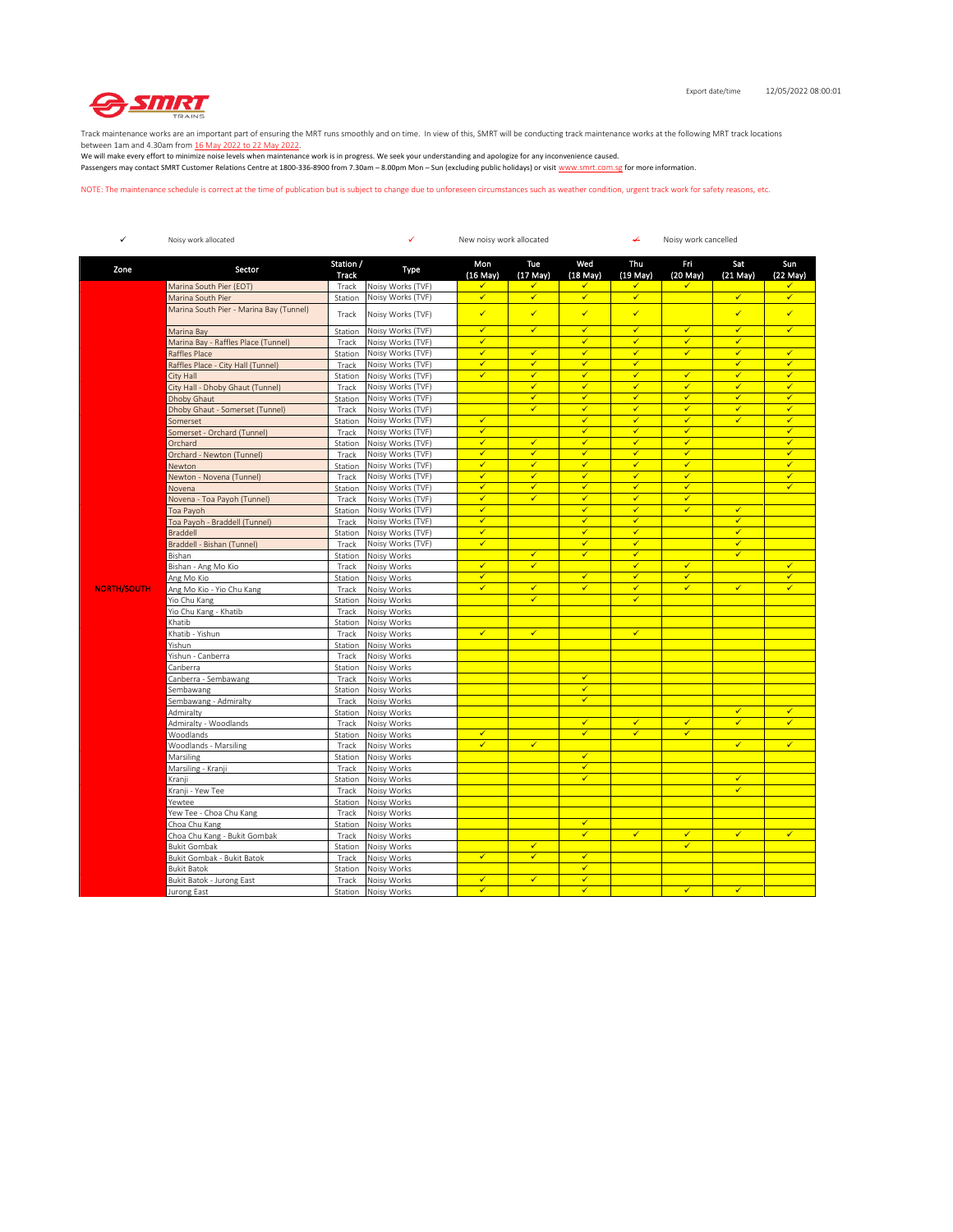Export date/time 12/05/2022 08:00:01

Track maintenance works are an important part of ensuring the MRT runs smoothly and on time. In view of this, SMRT will be conducting track maintenance works at the following MRT track locations between 1am and 4.30am from 16 May 2022 to 22 May 2022.

We will make every effort to minimize noise levels when maintenance work is in progress. We seek your understanding and apologize for any inconvenience caused.

Passengers may contact SMRT Customer Relations Centre at 1800-336-8900 from 7.30am – 8.00pm Mon – Sun (excluding public holidays) or visit www.smrt.com.sg for more information.

NOTE: The maintenance schedule is correct at the time of publication but is subject to change due to unforeseen circumstances such as weather condition, urgent track work for safety reasons, etc.

✓ Noisy work allocated | ✓ New noisy work allocated | ✗ Noisy work cancelled

| Zone | Sector | Station / Track | Type | Mon (16 May) | Tue (17 May) | Wed (18 May) | Thu (19 May) | Fri (20 May) | Sat (21 May) | Sun (22 May) |
|---|---|---|---|---|---|---|---|---|---|---|
| NORTH/SOUTH | Marina South Pier (EOT) | Track | Noisy Works (TVF) | ✓ | ✓ | ✓ | ✓ | ✓ | | ✓ |
| | Marina South Pier | Station | Noisy Works (TVF) | ✓ | ✓ | ✓ | ✓ | | ✓ | ✓ |
| | Marina South Pier - Marina Bay (Tunnel) | Track | Noisy Works (TVF) | ✓ | ✓ | ✓ | ✓ | | ✓ | ✓ |
| | Marina Bay | Station | Noisy Works (TVF) | ✓ | ✓ | ✓ | ✓ | ✓ | ✓ | ✓ |
| | Marina Bay - Raffles Place (Tunnel) | Track | Noisy Works (TVF) | ✓ | | ✓ | ✓ | ✓ | ✓ | |
| | Raffles Place | Station | Noisy Works (TVF) | ✓ | ✓ | ✓ | ✓ | ✓ | ✓ | ✓ |
| | Raffles Place - City Hall (Tunnel) | Track | Noisy Works (TVF) | ✓ | ✓ | ✓ | ✓ | | ✓ | ✓ |
| | City Hall | Station | Noisy Works (TVF) | ✓ | ✓ | ✓ | ✓ | ✓ | ✓ | ✓ |
| | City Hall - Dhoby Ghaut (Tunnel) | Track | Noisy Works (TVF) | | ✓ | ✓ | ✓ | ✓ | ✓ | ✓ |
| | Dhoby Ghaut | Station | Noisy Works (TVF) | | ✓ | ✓ | ✓ | ✓ | ✓ | ✓ |
| | Dhoby Ghaut - Somerset (Tunnel) | Track | Noisy Works (TVF) | | ✓ | ✓ | ✓ | ✓ | ✓ | ✓ |
| | Somerset | Station | Noisy Works (TVF) | ✓ | | ✓ | ✓ | ✓ | ✓ | ✓ |
| | Somerset - Orchard (Tunnel) | Track | Noisy Works (TVF) | ✓ | | ✓ | ✓ | ✓ | | ✓ |
| | Orchard | Station | Noisy Works (TVF) | ✓ | ✓ | ✓ | ✓ | ✓ | | ✓ |
| | Orchard - Newton (Tunnel) | Track | Noisy Works (TVF) | ✓ | ✓ | ✓ | ✓ | ✓ | | ✓ |
| | Newton | Station | Noisy Works (TVF) | ✓ | ✓ | ✓ | ✓ | ✓ | | ✓ |
| | Newton - Novena (Tunnel) | Track | Noisy Works (TVF) | ✓ | ✓ | ✓ | ✓ | ✓ | | ✓ |
| | Novena | Station | Noisy Works (TVF) | ✓ | ✓ | ✓ | ✓ | ✓ | | ✓ |
| | Novena - Toa Payoh (Tunnel) | Track | Noisy Works (TVF) | ✓ | ✓ | ✓ | ✓ | ✓ | | |
| | Toa Payoh | Station | Noisy Works (TVF) | ✓ | | ✓ | ✓ | ✓ | ✓ | |
| | Toa Payoh - Braddell (Tunnel) | Track | Noisy Works (TVF) | ✓ | | ✓ | ✓ | | ✓ | |
| | Braddell | Station | Noisy Works (TVF) | ✓ | | ✓ | ✓ | | ✓ | |
| | Braddell - Bishan (Tunnel) | Track | Noisy Works (TVF) | ✓ | | ✓ | ✓ | | ✓ | |
| | Bishan | Station | Noisy Works | | ✓ | ✓ | ✓ | | ✓ | |
| | Bishan - Ang Mo Kio | Track | Noisy Works | ✓ | ✓ | | ✓ | ✓ | | ✓ |
| | Ang Mo Kio | Station | Noisy Works | ✓ | | ✓ | ✓ | ✓ | | ✓ |
| | Ang Mo Kio - Yio Chu Kang | Track | Noisy Works | ✓ | ✓ | ✓ | ✓ | ✓ | ✓ | ✓ |
| | Yio Chu Kang | Station | Noisy Works | | ✓ | | ✓ | | | |
| | Yio Chu Kang - Khatib | Track | Noisy Works | | | | | | | |
| | Khatib | Station | Noisy Works | | | | | | | |
| | Khatib - Yishun | Track | Noisy Works | ✓ | ✓ | | ✓ | | | |
| | Yishun | Station | Noisy Works | | | | | | | |
| | Yishun - Canberra | Track | Noisy Works | | | | | | | |
| | Canberra | Station | Noisy Works | | | | | | | |
| | Canberra - Sembawang | Track | Noisy Works | | | ✓ | | | | |
| | Sembawang | Station | Noisy Works | | | ✓ | | | | |
| | Sembawang - Admiralty | Track | Noisy Works | | | ✓ | | | | |
| | Admiralty | Station | Noisy Works | | | | | | ✓ | ✓ |
| | Admiralty - Woodlands | Track | Noisy Works | | | ✓ | ✓ | ✓ | ✓ | ✓ |
| | Woodlands | Station | Noisy Works | ✓ | | ✓ | ✓ | ✓ | | |
| | Woodlands - Marsiling | Track | Noisy Works | ✓ | ✓ | | | | ✓ | ✓ |
| | Marsiling | Station | Noisy Works | | | ✓ | | | | |
| | Marsiling - Kranji | Track | Noisy Works | | | ✓ | | | | |
| | Kranji | Station | Noisy Works | | | ✓ | | | ✓ | |
| | Kranji - Yew Tee | Track | Noisy Works | | | | | | ✓ | |
| | Yewtee | Station | Noisy Works | | | | | | | |
| | Yew Tee - Choa Chu Kang | Track | Noisy Works | | | | | | | |
| | Choa Chu Kang | Station | Noisy Works | | | ✓ | | | | |
| | Choa Chu Kang - Bukit Gombak | Track | Noisy Works | | | ✓ | ✓ | ✓ | ✓ | ✓ |
| | Bukit Gombak | Station | Noisy Works | | ✓ | | | ✓ | | |
| | Bukit Gombak - Bukit Batok | Track | Noisy Works | ✓ | ✓ | ✓ | | | | |
| | Bukit Batok | Station | Noisy Works | | | ✓ | | | | |
| | Bukit Batok - Jurong East | Track | Noisy Works | ✓ | ✓ | ✓ | | | | |
| | Jurong East | Station | Noisy Works | ✓ | | ✓ | | ✓ | ✓ | |